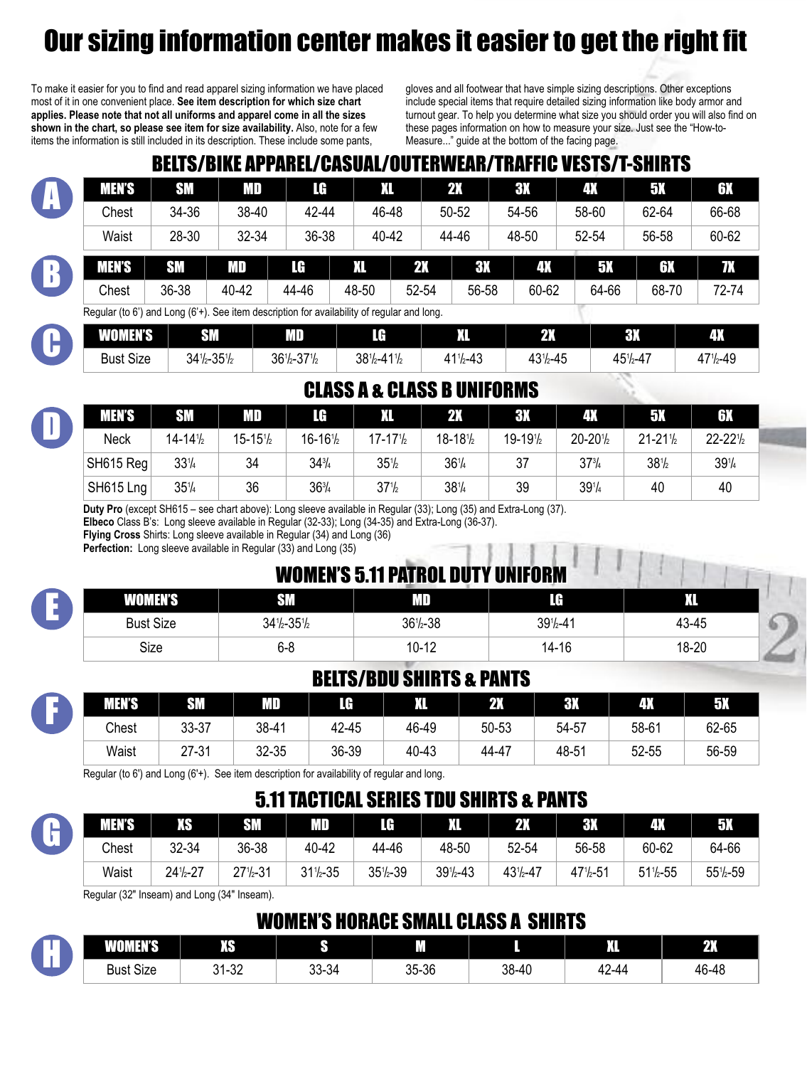# Our sizing information center makes it easier to get the right fit

To make it easier for you to find and read apparel sizing information we have placed most of it in one convenient place. **See item description for which size chart applies. Please note that not all uniforms and apparel come in all the sizes shown in the chart, so please see item for size availability.** Also, note for a few items the information is still included in its description. These include some pants, gloves and all footwear that have simple sizing descriptions. Other exceptions include special items that require detailed sizing information like body armor and turnout gear. To help you determine what size you should order you will also find on these pages information on how to measure your size. Just see the "How-to-Measure..." guide at the bottom of the facing page.

## BELTS/BIKE APPAREL/CASUAL/OUTERWEAR/TRAFFIC VESTS/T-SHIRTS

**A**

| MEN'S | SM | MD | LG | XL | 2X | 3X | 4X | 5X | 6X |
|---|---|---|---|---|---|---|---|---|---|
| Chest | 34-36 | 38-40 | 42-44 | 46-48 | 50-52 | 54-56 | 58-60 | 62-64 | 66-68 |
| Waist | 28-30 | 32-34 | 36-38 | 40-42 | 44-46 | 48-50 | 52-54 | 56-58 | 60-62 |

**B**

| MEN'S | SM | MD | LG | XL | 2X | 3X | 4X | 5X | 6X | 7X |
|---|---|---|---|---|---|---|---|---|---|---|
| Chest | 36-38 | 40-42 | 44-46 | 48-50 | 52-54 | 56-58 | 60-62 | 64-66 | 68-70 | 72-74 |

Regular (to 6') and Long (6'+). See item description for availability of regular and long.

**C**

| WOMEN'S | SM | MD | LG | XL | 2X | 3X | 4X |
|---|---|---|---|---|---|---|---|
| Bust Size | 34½-35½ | 36½-37½ | 38½-41½ | 41½-43 | 43½-45 | 45½-47 | 47½-49 |

## CLASS A & CLASS B UNIFORMS

**D**

| MEN'S | SM | MD | LG | XL | 2X | 3X | 4X | 5X | 6X |
|---|---|---|---|---|---|---|---|---|---|
| Neck | 14-14½ | 15-15½ | 16-16½ | 17-17½ | 18-18½ | 19-19½ | 20-20½ | 21-21½ | 22-22½ |
| SH615 Reg | 33¼ | 34 | 34¾ | 35½ | 36¼ | 37 | 37¾ | 38½ | 39¼ |
| SH615 Lng | 35¼ | 36 | 36¾ | 37½ | 38¼ | 39 | 39¼ | 40 | 40 |

**Duty Pro** (except SH615 – see chart above): Long sleeve available in Regular (33); Long (35) and Extra-Long (37).
**Elbeco** Class B's: Long sleeve available in Regular (32-33); Long (34-35) and Extra-Long (36-37).
**Flying Cross** Shirts: Long sleeve available in Regular (34) and Long (36)
**Perfection:** Long sleeve available in Regular (33) and Long (35)

## WOMEN'S 5.11 PATROL DUTY UNIFORM

**E**

| WOMEN'S | SM | MD | LG | XL |
|---|---|---|---|---|
| Bust Size | 34½-35½ | 36½-38 | 39½-41 | 43-45 |
| Size | 6-8 | 10-12 | 14-16 | 18-20 |

## BELTS/BDU SHIRTS & PANTS

**F**

| MEN'S | SM | MD | LG | XL | 2X | 3X | 4X | 5X |
|---|---|---|---|---|---|---|---|---|
| Chest | 33-37 | 38-41 | 42-45 | 46-49 | 50-53 | 54-57 | 58-61 | 62-65 |
| Waist | 27-31 | 32-35 | 36-39 | 40-43 | 44-47 | 48-51 | 52-55 | 56-59 |

Regular (to 6') and Long (6'+). See item description for availability of regular and long.

## 5.11 TACTICAL SERIES TDU SHIRTS & PANTS

**G**

| MEN'S | XS | SM | MD | LG | XL | 2X | 3X | 4X | 5X |
|---|---|---|---|---|---|---|---|---|---|
| Chest | 32-34 | 36-38 | 40-42 | 44-46 | 48-50 | 52-54 | 56-58 | 60-62 | 64-66 |
| Waist | 24½-27 | 27½-31 | 31½-35 | 35½-39 | 39½-43 | 43½-47 | 47½-51 | 51½-55 | 55½-59 |

Regular (32" Inseam) and Long (34" Inseam).

## WOMEN'S HORACE SMALL CLASS A SHIRTS

**H**

| WOMEN'S | XS | S | M | L | XL | 2X |
|---|---|---|---|---|---|---|
| Bust Size | 31-32 | 33-34 | 35-36 | 38-40 | 42-44 | 46-48 |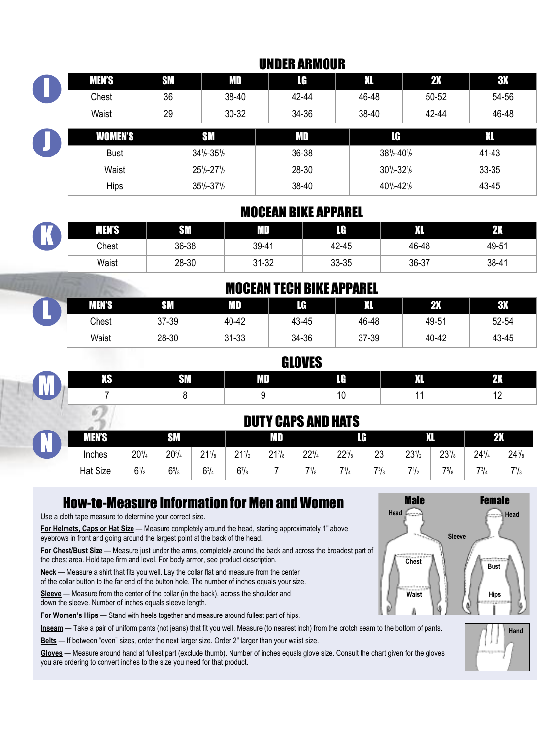## UNDER ARMOUR

I

| MEN'S | SM | MD | LG | XL | 2X | 3X |
|---|---|---|---|---|---|---|
| Chest | 36 | 38-40 | 42-44 | 46-48 | 50-52 | 54-56 |
| Waist | 29 | 30-32 | 34-36 | 38-40 | 42-44 | 46-48 |

J

| WOMEN'S | SM | MD | LG | XL |
|---|---|---|---|---|
| Bust | 34½-35½ | 36-38 | 38½-40½ | 41-43 |
| Waist | 25½-27½ | 28-30 | 30½-32½ | 33-35 |
| Hips | 35½-37½ | 38-40 | 40½-42½ | 43-45 |

## MOCEAN BIKE APPAREL

K

| MEN'S | SM | MD | LG | XL | 2X |
|---|---|---|---|---|---|
| Chest | 36-38 | 39-41 | 42-45 | 46-48 | 49-51 |
| Waist | 28-30 | 31-32 | 33-35 | 36-37 | 38-41 |

## MOCEAN TECH BIKE APPAREL

L

| MEN'S | SM | MD | LG | XL | 2X | 3X |
|---|---|---|---|---|---|---|
| Chest | 37-39 | 40-42 | 43-45 | 46-48 | 49-51 | 52-54 |
| Waist | 28-30 | 31-33 | 34-36 | 37-39 | 40-42 | 43-45 |

## GLOVES

M

| XS | SM | MD | LG | XL | 2X |
|---|---|---|---|---|---|
| 7 | 8 | 9 | 10 | 11 | 12 |

## DUTY CAPS AND HATS

N

| MEN'S | SM | | | MD | | | LG | | XL | | 2X | |
|---|---|---|---|---|---|---|---|---|---|---|---|---|
| Inches | 20¼ | 20¾ | 21⅛ | 21½ | 21⅞ | 22¼ | 22⅝ | 23 | 23½ | 23⅞ | 24¼ | 24⅝ |
| Hat Size | 6½ | 6⅝ | 6¾ | 6⅞ | 7 | 7⅛ | 7¼ | 7⅜ | 7½ | 7⅝ | 7¾ | 7⅞ |

## How-to-Measure Information for Men and Women

Use a cloth tape measure to determine your correct size.

**For Helmets, Caps or Hat Size** — Measure completely around the head, starting approximately 1" above eyebrows in front and going around the largest point at the back of the head.

**For Chest/Bust Size** — Measure just under the arms, completely around the back and across the broadest part of the chest area. Hold tape firm and level. For body armor, see product description.

**Neck** — Measure a shirt that fits you well. Lay the collar flat and measure from the center of the collar button to the far end of the button hole. The number of inches equals your size.

**Sleeve** — Measure from the center of the collar (in the back), across the shoulder and down the sleeve. Number of inches equals sleeve length.

**For Women's Hips** — Stand with heels together and measure around fullest part of hips.

**Inseam** — Take a pair of uniform pants (not jeans) that fit you well. Measure (to nearest inch) from the crotch seam to the bottom of pants.

**Belts** — If between "even" sizes, order the next larger size. Order 2" larger than your waist size.

**Gloves** — Measure around hand at fullest part (exclude thumb). Number of inches equals glove size. Consult the chart given for the gloves you are ordering to convert inches to the size you need for that product.

Male
Head
Chest
Waist

Female
Head
Sleeve
Bust
Hips

Hand